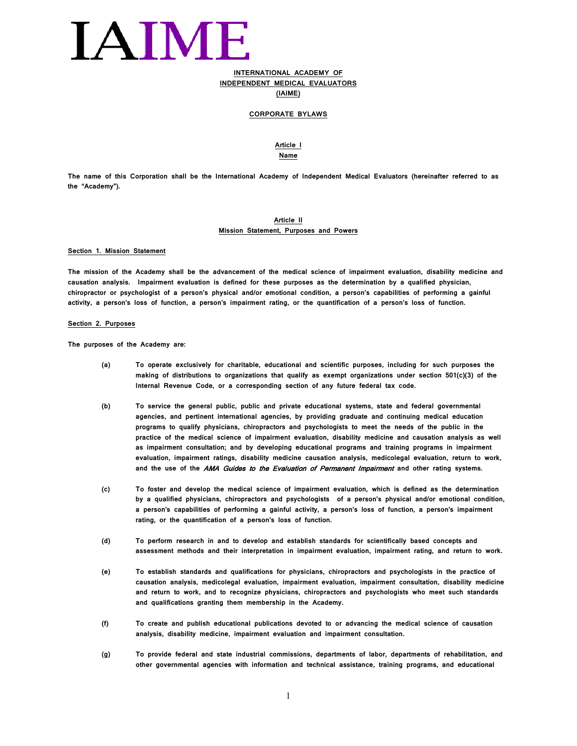# IAIME

**INTERNATIONAL ACADEMY OF INDEPENDENT MEDICAL EVALUATORS (IAIME)**

**CORPORATE BYLAWS**

## Article I
## Name

The name of this Corporation shall be the International Academy of Independent Medical Evaluators (hereinafter referred to as the "Academy").

## Article II
## Mission Statement, Purposes and Powers

### Section 1. Mission Statement

The mission of the Academy shall be the advancement of the medical science of impairment evaluation, disability medicine and causation analysis. Impairment evaluation is defined for these purposes as the determination by a qualified physician, chiropractor or psychologist of a person's physical and/or emotional condition, a person's capabilities of performing a gainful activity, a person's loss of function, a person's impairment rating, or the quantification of a person's loss of function.

### Section 2. Purposes

The purposes of the Academy are:

(a) To operate exclusively for charitable, educational and scientific purposes, including for such purposes the making of distributions to organizations that qualify as exempt organizations under section 501(c)(3) of the Internal Revenue Code, or a corresponding section of any future federal tax code.

(b) To service the general public, public and private educational systems, state and federal governmental agencies, and pertinent international agencies, by providing graduate and continuing medical education programs to qualify physicians, chiropractors and psychologists to meet the needs of the public in the practice of the medical science of impairment evaluation, disability medicine and causation analysis as well as impairment consultation; and by developing educational programs and training programs in impairment evaluation, impairment ratings, disability medicine causation analysis, medicolegal evaluation, return to work, and the use of the *AMA Guides to the Evaluation of Permanent Impairment* and other rating systems.

(c) To foster and develop the medical science of impairment evaluation, which is defined as the determination by a qualified physicians, chiropractors and psychologists of a person's physical and/or emotional condition, a person's capabilities of performing a gainful activity, a person's loss of function, a person's impairment rating, or the quantification of a person's loss of function.

(d) To perform research in and to develop and establish standards for scientifically based concepts and assessment methods and their interpretation in impairment evaluation, impairment rating, and return to work.

(e) To establish standards and qualifications for physicians, chiropractors and psychologists in the practice of causation analysis, medicolegal evaluation, impairment evaluation, impairment consultation, disability medicine and return to work, and to recognize physicians, chiropractors and psychologists who meet such standards and qualifications granting them membership in the Academy.

(f) To create and publish educational publications devoted to or advancing the medical science of causation analysis, disability medicine, impairment evaluation and impairment consultation.

(g) To provide federal and state industrial commissions, departments of labor, departments of rehabilitation, and other governmental agencies with information and technical assistance, training programs, and educational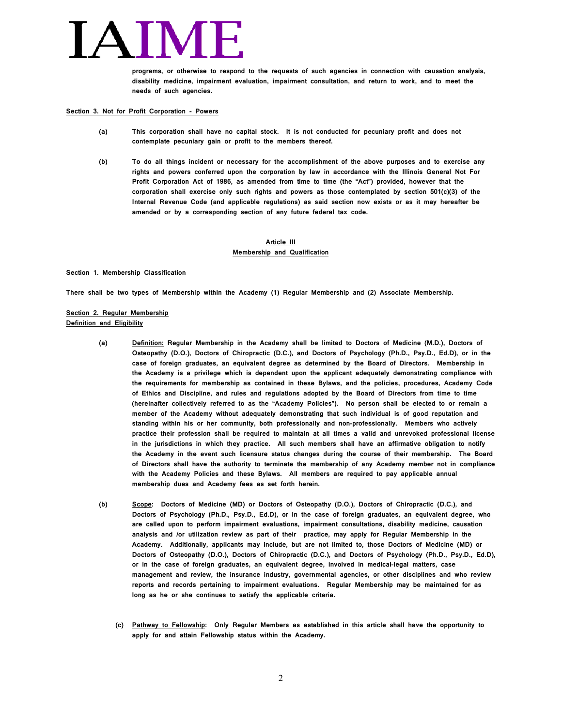programs, or otherwise to respond to the requests of such agencies in connection with causation analysis, disability medicine, impairment evaluation, impairment consultation, and return to work, and to meet the needs of such agencies.

**Section 3. Not for Profit Corporation - Powers**

(a) This corporation shall have no capital stock. It is not conducted for pecuniary profit and does not contemplate pecuniary gain or profit to the members thereof.

(b) To do all things incident or necessary for the accomplishment of the above purposes and to exercise any rights and powers conferred upon the corporation by law in accordance with the Illinois General Not For Profit Corporation Act of 1986, as amended from time to time (the "Act") provided, however that the corporation shall exercise only such rights and powers as those contemplated by section 501(c)(3) of the Internal Revenue Code (and applicable regulations) as said section now exists or as it may hereafter be amended or by a corresponding section of any future federal tax code.

## Article III
## Membership and Qualification

**Section 1. Membership Classification**

There shall be two types of Membership within the Academy (1) Regular Membership and (2) Associate Membership.

**Section 2. Regular Membership**
**Definition and Eligibility**

(a) Definition: Regular Membership in the Academy shall be limited to Doctors of Medicine (M.D.), Doctors of Osteopathy (D.O.), Doctors of Chiropractic (D.C.), and Doctors of Psychology (Ph.D., Psy.D., Ed.D), or in the case of foreign graduates, an equivalent degree as determined by the Board of Directors. Membership in the Academy is a privilege which is dependent upon the applicant adequately demonstrating compliance with the requirements for membership as contained in these Bylaws, and the policies, procedures, Academy Code of Ethics and Discipline, and rules and regulations adopted by the Board of Directors from time to time (hereinafter collectively referred to as the "Academy Policies"). No person shall be elected to or remain a member of the Academy without adequately demonstrating that such individual is of good reputation and standing within his or her community, both professionally and non-professionally. Members who actively practice their profession shall be required to maintain at all times a valid and unrevoked professional license in the jurisdictions in which they practice. All such members shall have an affirmative obligation to notify the Academy in the event such licensure status changes during the course of their membership. The Board of Directors shall have the authority to terminate the membership of any Academy member not in compliance with the Academy Policies and these Bylaws. All members are required to pay applicable annual membership dues and Academy fees as set forth herein.

(b) Scope: Doctors of Medicine (MD) or Doctors of Osteopathy (D.O.), Doctors of Chiropractic (D.C.), and Doctors of Psychology (Ph.D., Psy.D., Ed.D), or in the case of foreign graduates, an equivalent degree, who are called upon to perform impairment evaluations, impairment consultations, disability medicine, causation analysis and /or utilization review as part of their practice, may apply for Regular Membership in the Academy. Additionally, applicants may include, but are not limited to, those Doctors of Medicine (MD) or Doctors of Osteopathy (D.O.), Doctors of Chiropractic (D.C.), and Doctors of Psychology (Ph.D., Psy.D., Ed.D), or in the case of foreign graduates, an equivalent degree, involved in medical-legal matters, case management and review, the insurance industry, governmental agencies, or other disciplines and who review reports and records pertaining to impairment evaluations. Regular Membership may be maintained for as long as he or she continues to satisfy the applicable criteria.

(c) Pathway to Fellowship: Only Regular Members as established in this article shall have the opportunity to apply for and attain Fellowship status within the Academy.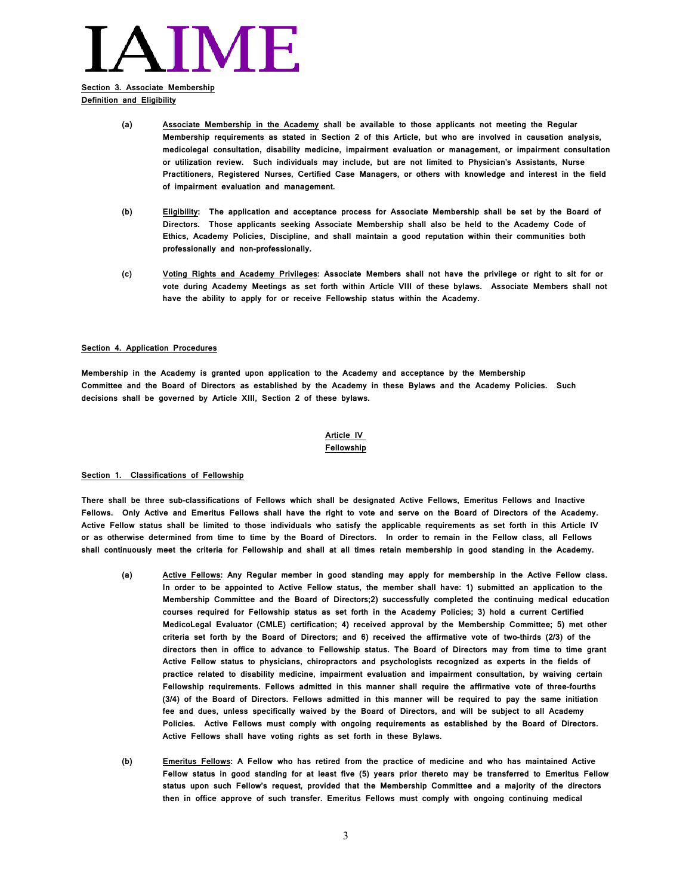**Section 3. Associate Membership**
**Definition and Eligibility**

(a) Associate Membership in the Academy shall be available to those applicants not meeting the Regular Membership requirements as stated in Section 2 of this Article, but who are involved in causation analysis, medicolegal consultation, disability medicine, impairment evaluation or management, or impairment consultation or utilization review. Such individuals may include, but are not limited to Physician's Assistants, Nurse Practitioners, Registered Nurses, Certified Case Managers, or others with knowledge and interest in the field of impairment evaluation and management.

(b) Eligibility: The application and acceptance process for Associate Membership shall be set by the Board of Directors. Those applicants seeking Associate Membership shall also be held to the Academy Code of Ethics, Academy Policies, Discipline, and shall maintain a good reputation within their communities both professionally and non-professionally.

(c) Voting Rights and Academy Privileges: Associate Members shall not have the privilege or right to sit for or vote during Academy Meetings as set forth within Article VIII of these bylaws. Associate Members shall not have the ability to apply for or receive Fellowship status within the Academy.

**Section 4. Application Procedures**

Membership in the Academy is granted upon application to the Academy and acceptance by the Membership Committee and the Board of Directors as established by the Academy in these Bylaws and the Academy Policies. Such decisions shall be governed by Article XIII, Section 2 of these bylaws.

## Article IV
## Fellowship

**Section 1. Classifications of Fellowship**

There shall be three sub-classifications of Fellows which shall be designated Active Fellows, Emeritus Fellows and Inactive Fellows. Only Active and Emeritus Fellows shall have the right to vote and serve on the Board of Directors of the Academy. Active Fellow status shall be limited to those individuals who satisfy the applicable requirements as set forth in this Article IV or as otherwise determined from time to time by the Board of Directors. In order to remain in the Fellow class, all Fellows shall continuously meet the criteria for Fellowship and shall at all times retain membership in good standing in the Academy.

(a) Active Fellows: Any Regular member in good standing may apply for membership in the Active Fellow class. In order to be appointed to Active Fellow status, the member shall have: 1) submitted an application to the Membership Committee and the Board of Directors;2) successfully completed the continuing medical education courses required for Fellowship status as set forth in the Academy Policies; 3) hold a current Certified MedicoLegal Evaluator (CMLE) certification; 4) received approval by the Membership Committee; 5) met other criteria set forth by the Board of Directors; and 6) received the affirmative vote of two-thirds (2/3) of the directors then in office to advance to Fellowship status. The Board of Directors may from time to time grant Active Fellow status to physicians, chiropractors and psychologists recognized as experts in the fields of practice related to disability medicine, impairment evaluation and impairment consultation, by waiving certain Fellowship requirements. Fellows admitted in this manner shall require the affirmative vote of three-fourths (3/4) of the Board of Directors. Fellows admitted in this manner will be required to pay the same initiation fee and dues, unless specifically waived by the Board of Directors, and will be subject to all Academy Policies. Active Fellows must comply with ongoing requirements as established by the Board of Directors. Active Fellows shall have voting rights as set forth in these Bylaws.

(b) Emeritus Fellows: A Fellow who has retired from the practice of medicine and who has maintained Active Fellow status in good standing for at least five (5) years prior thereto may be transferred to Emeritus Fellow status upon such Fellow's request, provided that the Membership Committee and a majority of the directors then in office approve of such transfer. Emeritus Fellows must comply with ongoing continuing medical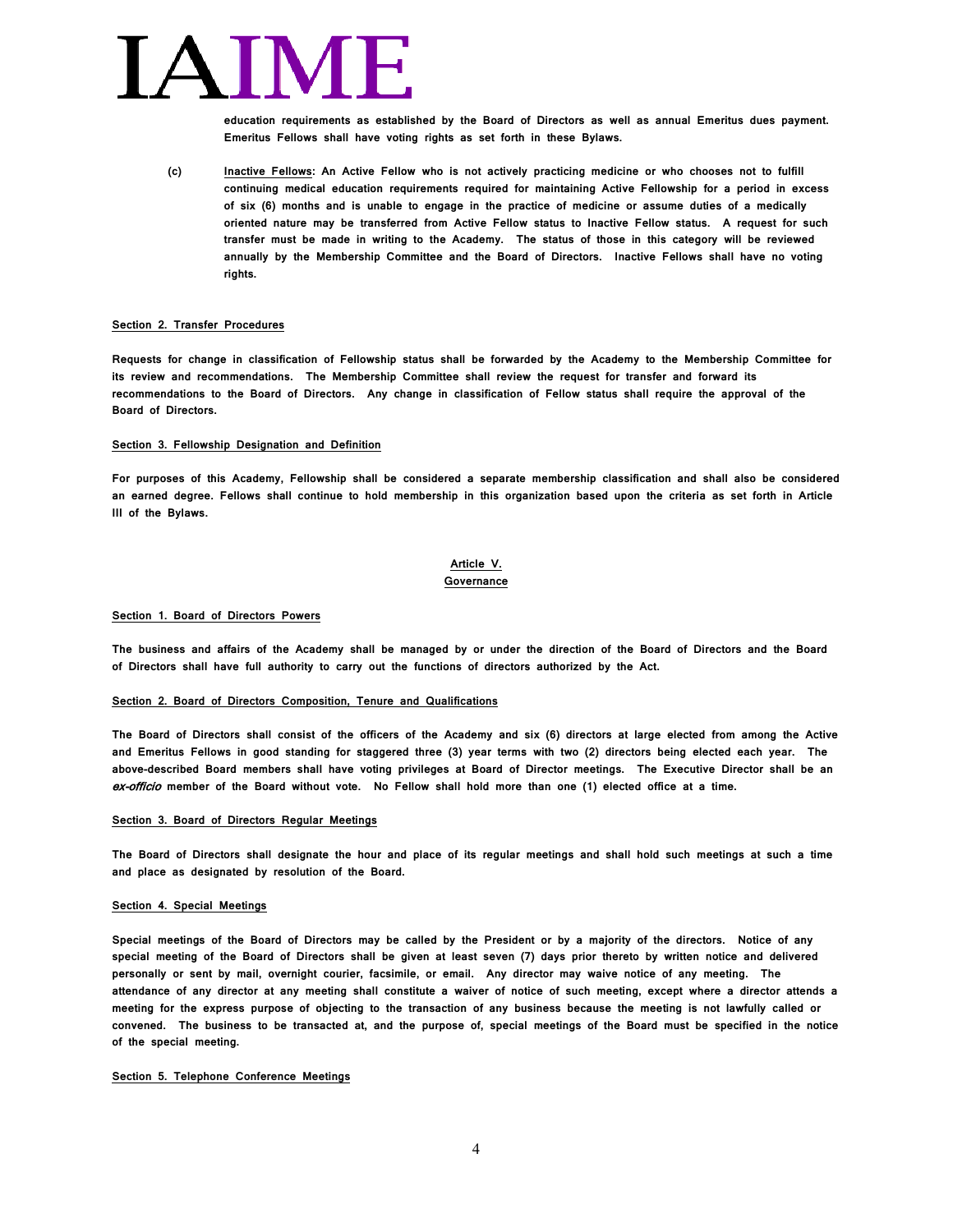education requirements as established by the Board of Directors as well as annual Emeritus dues payment. Emeritus Fellows shall have voting rights as set forth in these Bylaws.

(c) Inactive Fellows: An Active Fellow who is not actively practicing medicine or who chooses not to fulfill continuing medical education requirements required for maintaining Active Fellowship for a period in excess of six (6) months and is unable to engage in the practice of medicine or assume duties of a medically oriented nature may be transferred from Active Fellow status to Inactive Fellow status. A request for such transfer must be made in writing to the Academy. The status of those in this category will be reviewed annually by the Membership Committee and the Board of Directors. Inactive Fellows shall have no voting rights.

**Section 2. Transfer Procedures**

Requests for change in classification of Fellowship status shall be forwarded by the Academy to the Membership Committee for its review and recommendations. The Membership Committee shall review the request for transfer and forward its recommendations to the Board of Directors. Any change in classification of Fellow status shall require the approval of the Board of Directors.

**Section 3. Fellowship Designation and Definition**

For purposes of this Academy, Fellowship shall be considered a separate membership classification and shall also be considered an earned degree. Fellows shall continue to hold membership in this organization based upon the criteria as set forth in Article III of the Bylaws.

## Article V.
## Governance

**Section 1. Board of Directors Powers**

The business and affairs of the Academy shall be managed by or under the direction of the Board of Directors and the Board of Directors shall have full authority to carry out the functions of directors authorized by the Act.

**Section 2. Board of Directors Composition, Tenure and Qualifications**

The Board of Directors shall consist of the officers of the Academy and six (6) directors at large elected from among the Active and Emeritus Fellows in good standing for staggered three (3) year terms with two (2) directors being elected each year. The above-described Board members shall have voting privileges at Board of Director meetings. The Executive Director shall be an *ex-officio* member of the Board without vote. No Fellow shall hold more than one (1) elected office at a time.

**Section 3. Board of Directors Regular Meetings**

The Board of Directors shall designate the hour and place of its regular meetings and shall hold such meetings at such a time and place as designated by resolution of the Board.

**Section 4. Special Meetings**

Special meetings of the Board of Directors may be called by the President or by a majority of the directors. Notice of any special meeting of the Board of Directors shall be given at least seven (7) days prior thereto by written notice and delivered personally or sent by mail, overnight courier, facsimile, or email. Any director may waive notice of any meeting. The attendance of any director at any meeting shall constitute a waiver of notice of such meeting, except where a director attends a meeting for the express purpose of objecting to the transaction of any business because the meeting is not lawfully called or convened. The business to be transacted at, and the purpose of, special meetings of the Board must be specified in the notice of the special meeting.

**Section 5. Telephone Conference Meetings**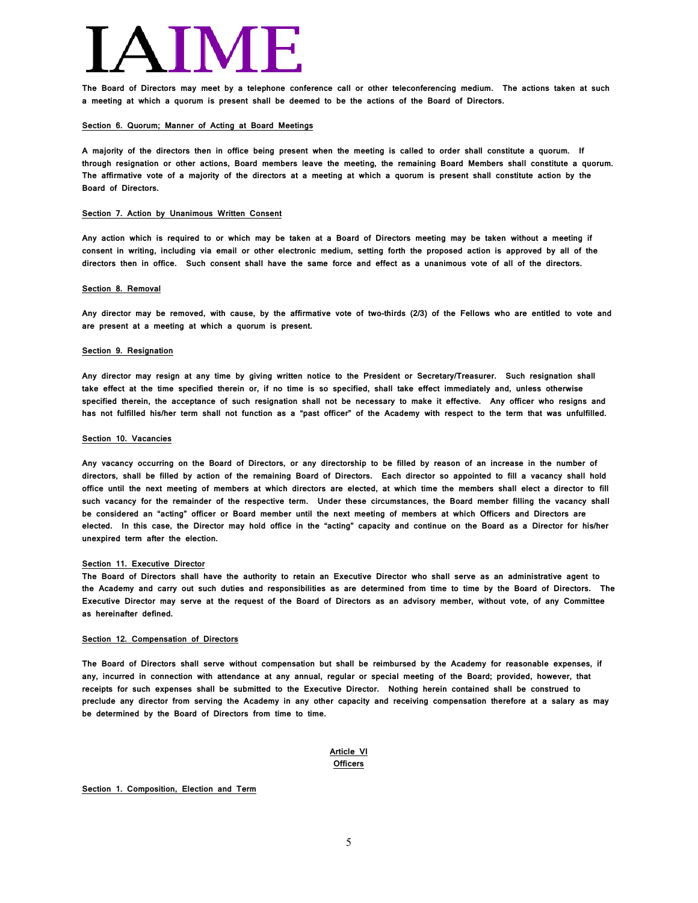The Board of Directors may meet by a telephone conference call or other teleconferencing medium. The actions taken at such a meeting at which a quorum is present shall be deemed to be the actions of the Board of Directors.

**Section 6. Quorum; Manner of Acting at Board Meetings**

A majority of the directors then in office being present when the meeting is called to order shall constitute a quorum. If through resignation or other actions, Board members leave the meeting, the remaining Board Members shall constitute a quorum. The affirmative vote of a majority of the directors at a meeting at which a quorum is present shall constitute action by the Board of Directors.

**Section 7. Action by Unanimous Written Consent**

Any action which is required to or which may be taken at a Board of Directors meeting may be taken without a meeting if consent in writing, including via email or other electronic medium, setting forth the proposed action is approved by all of the directors then in office. Such consent shall have the same force and effect as a unanimous vote of all of the directors.

**Section 8. Removal**

Any director may be removed, with cause, by the affirmative vote of two-thirds (2/3) of the Fellows who are entitled to vote and are present at a meeting at which a quorum is present.

**Section 9. Resignation**

Any director may resign at any time by giving written notice to the President or Secretary/Treasurer. Such resignation shall take effect at the time specified therein or, if no time is so specified, shall take effect immediately and, unless otherwise specified therein, the acceptance of such resignation shall not be necessary to make it effective. Any officer who resigns and has not fulfilled his/her term shall not function as a "past officer" of the Academy with respect to the term that was unfulfilled.

**Section 10. Vacancies**

Any vacancy occurring on the Board of Directors, or any directorship to be filled by reason of an increase in the number of directors, shall be filled by action of the remaining Board of Directors. Each director so appointed to fill a vacancy shall hold office until the next meeting of members at which directors are elected, at which time the members shall elect a director to fill such vacancy for the remainder of the respective term. Under these circumstances, the Board member filling the vacancy shall be considered an "acting" officer or Board member until the next meeting of members at which Officers and Directors are elected. In this case, the Director may hold office in the "acting" capacity and continue on the Board as a Director for his/her unexpired term after the election.

**Section 11. Executive Director**

The Board of Directors shall have the authority to retain an Executive Director who shall serve as an administrative agent to the Academy and carry out such duties and responsibilities as are determined from time to time by the Board of Directors. The Executive Director may serve at the request of the Board of Directors as an advisory member, without vote, of any Committee as hereinafter defined.

**Section 12. Compensation of Directors**

The Board of Directors shall serve without compensation but shall be reimbursed by the Academy for reasonable expenses, if any, incurred in connection with attendance at any annual, regular or special meeting of the Board; provided, however, that receipts for such expenses shall be submitted to the Executive Director. Nothing herein contained shall be construed to preclude any director from serving the Academy in any other capacity and receiving compensation therefore at a salary as may be determined by the Board of Directors from time to time.

## Article VI
## Officers

**Section 1. Composition, Election and Term**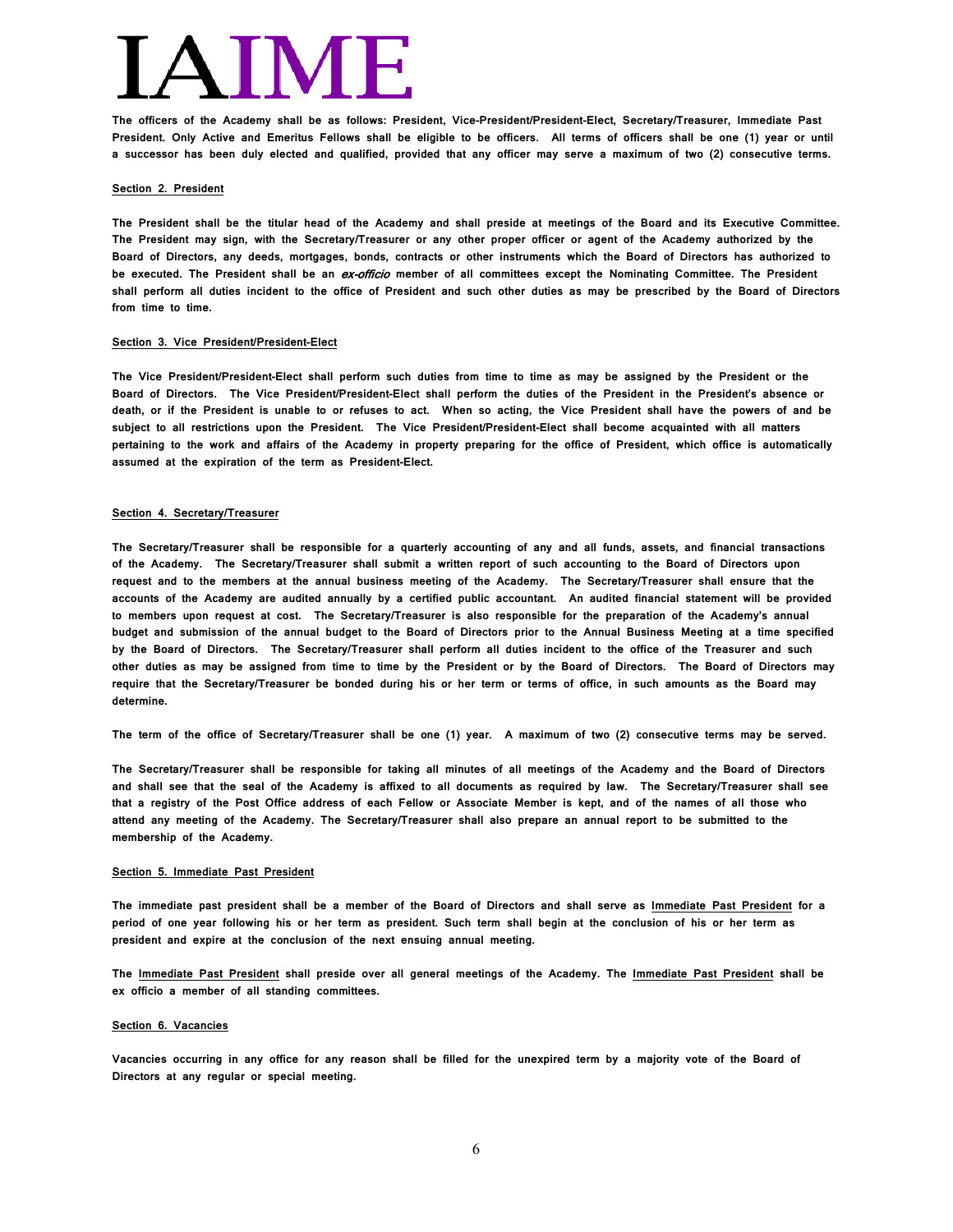The officers of the Academy shall be as follows: President, Vice-President/President-Elect, Secretary/Treasurer, Immediate Past President. Only Active and Emeritus Fellows shall be eligible to be officers. All terms of officers shall be one (1) year or until a successor has been duly elected and qualified, provided that any officer may serve a maximum of two (2) consecutive terms.

**Section 2. President**

The President shall be the titular head of the Academy and shall preside at meetings of the Board and its Executive Committee. The President may sign, with the Secretary/Treasurer or any other proper officer or agent of the Academy authorized by the Board of Directors, any deeds, mortgages, bonds, contracts or other instruments which the Board of Directors has authorized to be executed. The President shall be an *ex-officio* member of all committees except the Nominating Committee. The President shall perform all duties incident to the office of President and such other duties as may be prescribed by the Board of Directors from time to time.

**Section 3. Vice President/President-Elect**

The Vice President/President-Elect shall perform such duties from time to time as may be assigned by the President or the Board of Directors. The Vice President/President-Elect shall perform the duties of the President in the President's absence or death, or if the President is unable to or refuses to act. When so acting, the Vice President shall have the powers of and be subject to all restrictions upon the President. The Vice President/President-Elect shall become acquainted with all matters pertaining to the work and affairs of the Academy in property preparing for the office of President, which office is automatically assumed at the expiration of the term as President-Elect.

**Section 4. Secretary/Treasurer**

The Secretary/Treasurer shall be responsible for a quarterly accounting of any and all funds, assets, and financial transactions of the Academy. The Secretary/Treasurer shall submit a written report of such accounting to the Board of Directors upon request and to the members at the annual business meeting of the Academy. The Secretary/Treasurer shall ensure that the accounts of the Academy are audited annually by a certified public accountant. An audited financial statement will be provided to members upon request at cost. The Secretary/Treasurer is also responsible for the preparation of the Academy's annual budget and submission of the annual budget to the Board of Directors prior to the Annual Business Meeting at a time specified by the Board of Directors. The Secretary/Treasurer shall perform all duties incident to the office of the Treasurer and such other duties as may be assigned from time to time by the President or by the Board of Directors. The Board of Directors may require that the Secretary/Treasurer be bonded during his or her term or terms of office, in such amounts as the Board may determine.

The term of the office of Secretary/Treasurer shall be one (1) year. A maximum of two (2) consecutive terms may be served.

The Secretary/Treasurer shall be responsible for taking all minutes of all meetings of the Academy and the Board of Directors and shall see that the seal of the Academy is affixed to all documents as required by law. The Secretary/Treasurer shall see that a registry of the Post Office address of each Fellow or Associate Member is kept, and of the names of all those who attend any meeting of the Academy. The Secretary/Treasurer shall also prepare an annual report to be submitted to the membership of the Academy.

**Section 5. Immediate Past President**

The immediate past president shall be a member of the Board of Directors and shall serve as Immediate Past President for a period of one year following his or her term as president. Such term shall begin at the conclusion of his or her term as president and expire at the conclusion of the next ensuing annual meeting.

The Immediate Past President shall preside over all general meetings of the Academy. The Immediate Past President shall be ex officio a member of all standing committees.

**Section 6. Vacancies**

Vacancies occurring in any office for any reason shall be filled for the unexpired term by a majority vote of the Board of Directors at any regular or special meeting.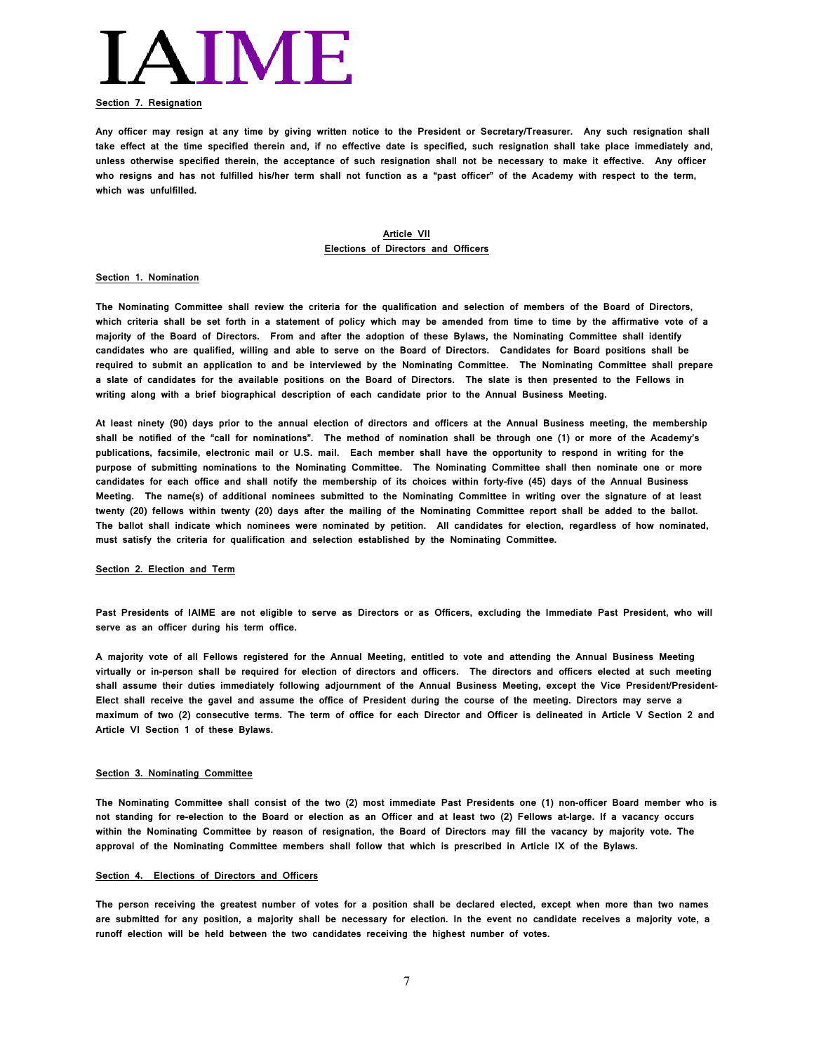**Section 7. Resignation**

Any officer may resign at any time by giving written notice to the President or Secretary/Treasurer. Any such resignation shall take effect at the time specified therein and, if no effective date is specified, such resignation shall take place immediately and, unless otherwise specified therein, the acceptance of such resignation shall not be necessary to make it effective. Any officer who resigns and has not fulfilled his/her term shall not function as a "past officer" of the Academy with respect to the term, which was unfulfilled.

## Article VII
## Elections of Directors and Officers

**Section 1. Nomination**

The Nominating Committee shall review the criteria for the qualification and selection of members of the Board of Directors, which criteria shall be set forth in a statement of policy which may be amended from time to time by the affirmative vote of a majority of the Board of Directors. From and after the adoption of these Bylaws, the Nominating Committee shall identify candidates who are qualified, willing and able to serve on the Board of Directors. Candidates for Board positions shall be required to submit an application to and be interviewed by the Nominating Committee. The Nominating Committee shall prepare a slate of candidates for the available positions on the Board of Directors. The slate is then presented to the Fellows in writing along with a brief biographical description of each candidate prior to the Annual Business Meeting.

At least ninety (90) days prior to the annual election of directors and officers at the Annual Business meeting, the membership shall be notified of the "call for nominations". The method of nomination shall be through one (1) or more of the Academy's publications, facsimile, electronic mail or U.S. mail. Each member shall have the opportunity to respond in writing for the purpose of submitting nominations to the Nominating Committee. The Nominating Committee shall then nominate one or more candidates for each office and shall notify the membership of its choices within forty-five (45) days of the Annual Business Meeting. The name(s) of additional nominees submitted to the Nominating Committee in writing over the signature of at least twenty (20) fellows within twenty (20) days after the mailing of the Nominating Committee report shall be added to the ballot. The ballot shall indicate which nominees were nominated by petition. All candidates for election, regardless of how nominated, must satisfy the criteria for qualification and selection established by the Nominating Committee.

**Section 2. Election and Term**

Past Presidents of IAIME are not eligible to serve as Directors or as Officers, excluding the Immediate Past President, who will serve as an officer during his term office.

A majority vote of all Fellows registered for the Annual Meeting, entitled to vote and attending the Annual Business Meeting virtually or in-person shall be required for election of directors and officers. The directors and officers elected at such meeting shall assume their duties immediately following adjournment of the Annual Business Meeting, except the Vice President/President-Elect shall receive the gavel and assume the office of President during the course of the meeting. Directors may serve a maximum of two (2) consecutive terms. The term of office for each Director and Officer is delineated in Article V Section 2 and Article VI Section 1 of these Bylaws.

**Section 3. Nominating Committee**

The Nominating Committee shall consist of the two (2) most immediate Past Presidents one (1) non-officer Board member who is not standing for re-election to the Board or election as an Officer and at least two (2) Fellows at-large. If a vacancy occurs within the Nominating Committee by reason of resignation, the Board of Directors may fill the vacancy by majority vote. The approval of the Nominating Committee members shall follow that which is prescribed in Article IX of the Bylaws.

**Section 4. Elections of Directors and Officers**

The person receiving the greatest number of votes for a position shall be declared elected, except when more than two names are submitted for any position, a majority shall be necessary for election. In the event no candidate receives a majority vote, a runoff election will be held between the two candidates receiving the highest number of votes.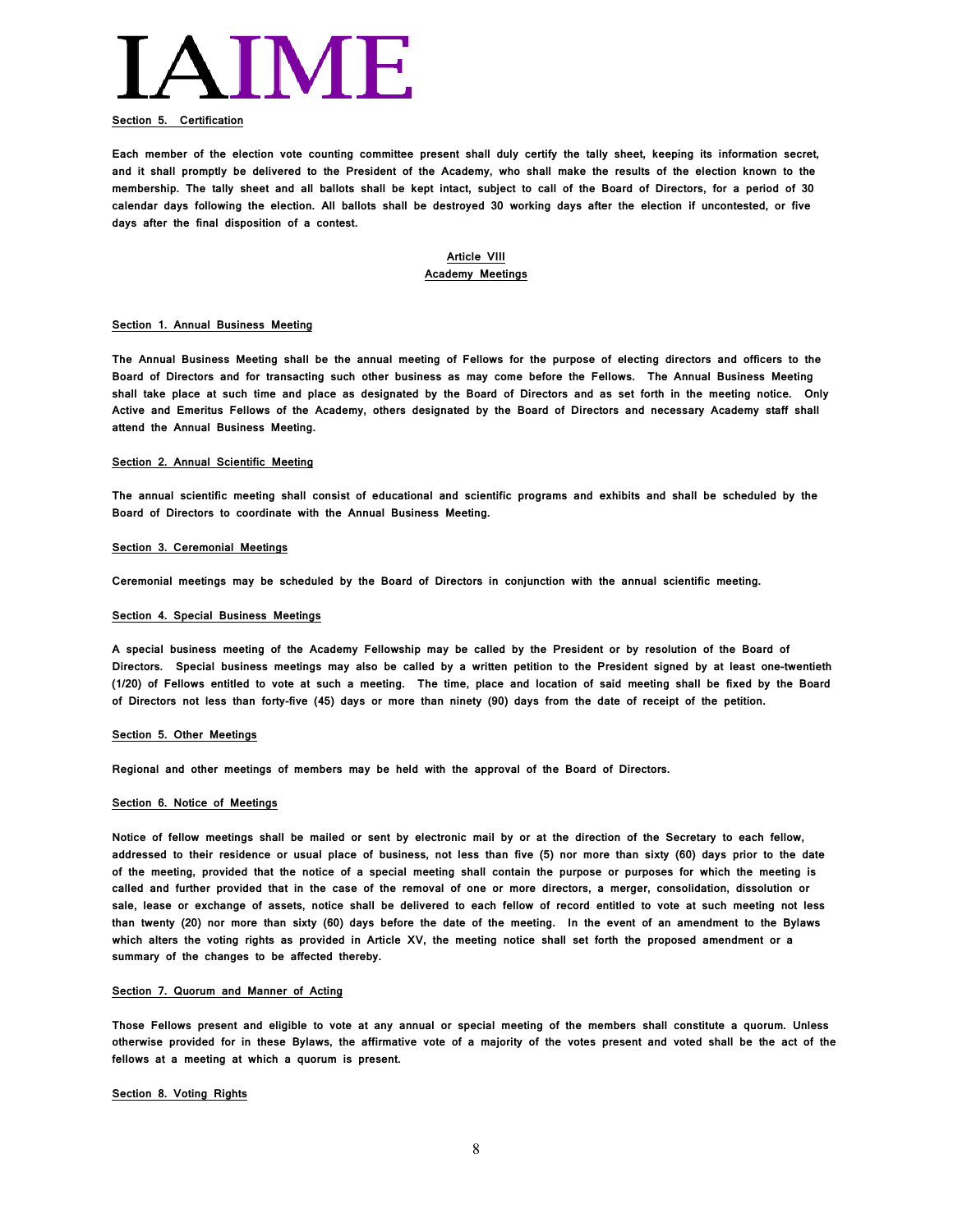**Section 5. Certification**

Each member of the election vote counting committee present shall duly certify the tally sheet, keeping its information secret, and it shall promptly be delivered to the President of the Academy, who shall make the results of the election known to the membership. The tally sheet and all ballots shall be kept intact, subject to call of the Board of Directors, for a period of 30 calendar days following the election. All ballots shall be destroyed 30 working days after the election if uncontested, or five days after the final disposition of a contest.

## Article VIII
## Academy Meetings

**Section 1. Annual Business Meeting**

The Annual Business Meeting shall be the annual meeting of Fellows for the purpose of electing directors and officers to the Board of Directors and for transacting such other business as may come before the Fellows. The Annual Business Meeting shall take place at such time and place as designated by the Board of Directors and as set forth in the meeting notice. Only Active and Emeritus Fellows of the Academy, others designated by the Board of Directors and necessary Academy staff shall attend the Annual Business Meeting.

**Section 2. Annual Scientific Meeting**

The annual scientific meeting shall consist of educational and scientific programs and exhibits and shall be scheduled by the Board of Directors to coordinate with the Annual Business Meeting.

**Section 3. Ceremonial Meetings**

Ceremonial meetings may be scheduled by the Board of Directors in conjunction with the annual scientific meeting.

**Section 4. Special Business Meetings**

A special business meeting of the Academy Fellowship may be called by the President or by resolution of the Board of Directors. Special business meetings may also be called by a written petition to the President signed by at least one-twentieth (1/20) of Fellows entitled to vote at such a meeting. The time, place and location of said meeting shall be fixed by the Board of Directors not less than forty-five (45) days or more than ninety (90) days from the date of receipt of the petition.

**Section 5. Other Meetings**

Regional and other meetings of members may be held with the approval of the Board of Directors.

**Section 6. Notice of Meetings**

Notice of fellow meetings shall be mailed or sent by electronic mail by or at the direction of the Secretary to each fellow, addressed to their residence or usual place of business, not less than five (5) nor more than sixty (60) days prior to the date of the meeting, provided that the notice of a special meeting shall contain the purpose or purposes for which the meeting is called and further provided that in the case of the removal of one or more directors, a merger, consolidation, dissolution or sale, lease or exchange of assets, notice shall be delivered to each fellow of record entitled to vote at such meeting not less than twenty (20) nor more than sixty (60) days before the date of the meeting. In the event of an amendment to the Bylaws which alters the voting rights as provided in Article XV, the meeting notice shall set forth the proposed amendment or a summary of the changes to be affected thereby.

**Section 7. Quorum and Manner of Acting**

Those Fellows present and eligible to vote at any annual or special meeting of the members shall constitute a quorum. Unless otherwise provided for in these Bylaws, the affirmative vote of a majority of the votes present and voted shall be the act of the fellows at a meeting at which a quorum is present.

**Section 8. Voting Rights**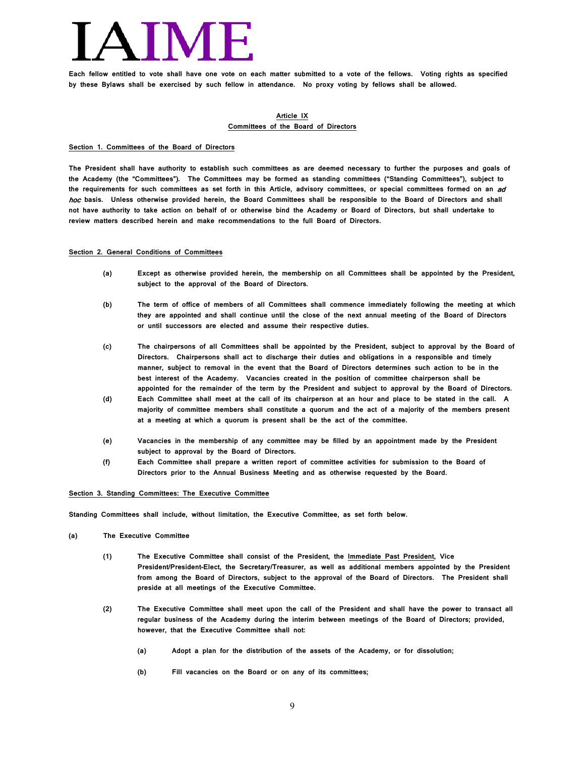Each fellow entitled to vote shall have one vote on each matter submitted to a vote of the fellows. Voting rights as specified by these Bylaws shall be exercised by such fellow in attendance. No proxy voting by fellows shall be allowed.

## Article IX
## Committees of the Board of Directors

### Section 1. Committees of the Board of Directors

The President shall have authority to establish such committees as are deemed necessary to further the purposes and goals of the Academy (the "Committees"). The Committees may be formed as standing committees ("Standing Committees"), subject to the requirements for such committees as set forth in this Article, advisory committees, or special committees formed on an *ad hoc* basis. Unless otherwise provided herein, the Board Committees shall be responsible to the Board of Directors and shall not have authority to take action on behalf of or otherwise bind the Academy or Board of Directors, but shall undertake to review matters described herein and make recommendations to the full Board of Directors.

### Section 2. General Conditions of Committees

(a) Except as otherwise provided herein, the membership on all Committees shall be appointed by the President, subject to the approval of the Board of Directors.

(b) The term of office of members of all Committees shall commence immediately following the meeting at which they are appointed and shall continue until the close of the next annual meeting of the Board of Directors or until successors are elected and assume their respective duties.

(c) The chairpersons of all Committees shall be appointed by the President, subject to approval by the Board of Directors. Chairpersons shall act to discharge their duties and obligations in a responsible and timely manner, subject to removal in the event that the Board of Directors determines such action to be in the best interest of the Academy. Vacancies created in the position of committee chairperson shall be appointed for the remainder of the term by the President and subject to approval by the Board of Directors.

(d) Each Committee shall meet at the call of its chairperson at an hour and place to be stated in the call. A majority of committee members shall constitute a quorum and the act of a majority of the members present at a meeting at which a quorum is present shall be the act of the committee.

(e) Vacancies in the membership of any committee may be filled by an appointment made by the President subject to approval by the Board of Directors.

(f) Each Committee shall prepare a written report of committee activities for submission to the Board of Directors prior to the Annual Business Meeting and as otherwise requested by the Board.

### Section 3. Standing Committees: The Executive Committee

Standing Committees shall include, without limitation, the Executive Committee, as set forth below.

(a) The Executive Committee

(1) The Executive Committee shall consist of the President, the Immediate Past President, Vice President/President-Elect, the Secretary/Treasurer, as well as additional members appointed by the President from among the Board of Directors, subject to the approval of the Board of Directors. The President shall preside at all meetings of the Executive Committee.

(2) The Executive Committee shall meet upon the call of the President and shall have the power to transact all regular business of the Academy during the interim between meetings of the Board of Directors; provided, however, that the Executive Committee shall not:

(a) Adopt a plan for the distribution of the assets of the Academy, or for dissolution;

(b) Fill vacancies on the Board or on any of its committees;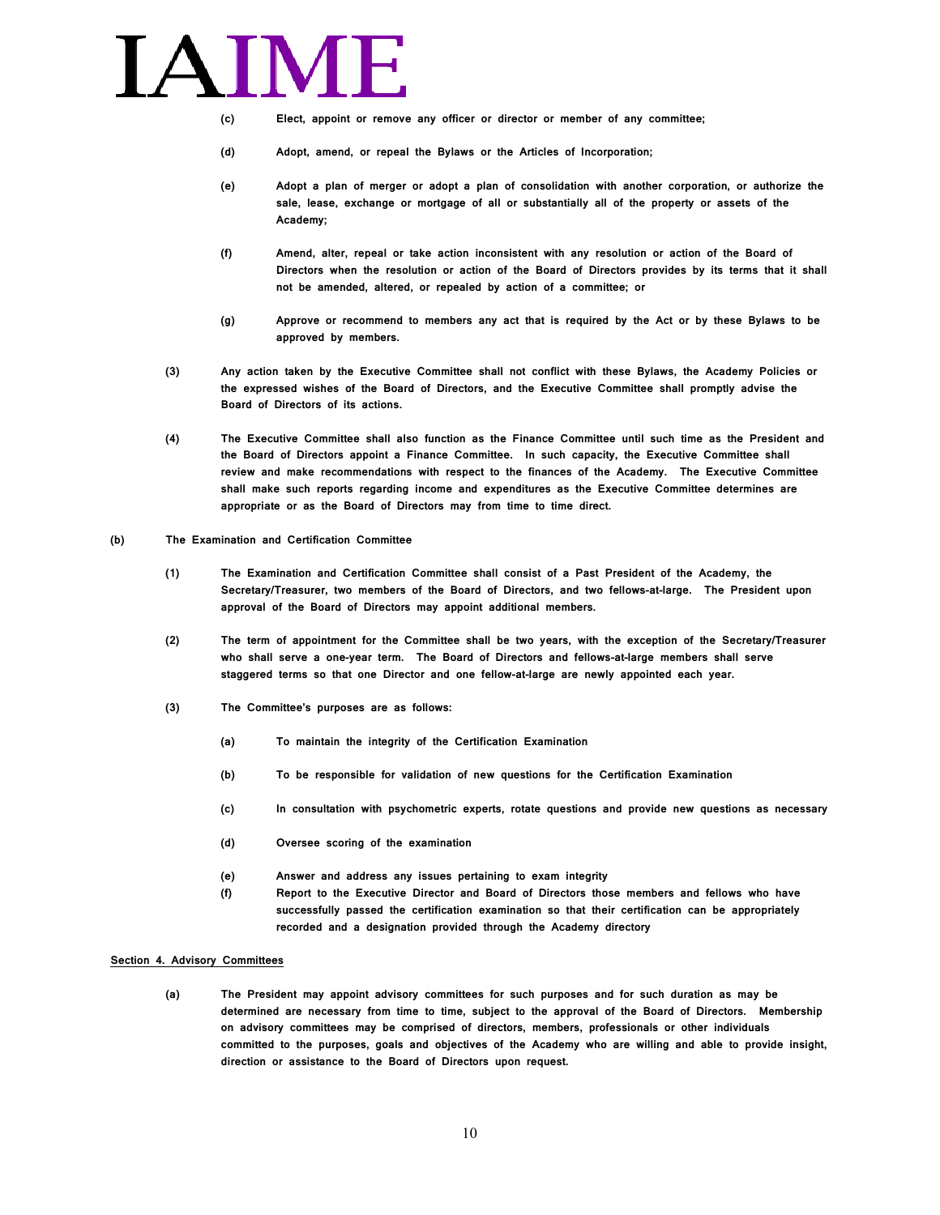(c) Elect, appoint or remove any officer or director or member of any committee;

(d) Adopt, amend, or repeal the Bylaws or the Articles of Incorporation;

(e) Adopt a plan of merger or adopt a plan of consolidation with another corporation, or authorize the sale, lease, exchange or mortgage of all or substantially all of the property or assets of the Academy;

(f) Amend, alter, repeal or take action inconsistent with any resolution or action of the Board of Directors when the resolution or action of the Board of Directors provides by its terms that it shall not be amended, altered, or repealed by action of a committee; or

(g) Approve or recommend to members any act that is required by the Act or by these Bylaws to be approved by members.

(3) Any action taken by the Executive Committee shall not conflict with these Bylaws, the Academy Policies or the expressed wishes of the Board of Directors, and the Executive Committee shall promptly advise the Board of Directors of its actions.

(4) The Executive Committee shall also function as the Finance Committee until such time as the President and the Board of Directors appoint a Finance Committee. In such capacity, the Executive Committee shall review and make recommendations with respect to the finances of the Academy. The Executive Committee shall make such reports regarding income and expenditures as the Executive Committee determines are appropriate or as the Board of Directors may from time to time direct.

(b) The Examination and Certification Committee

(1) The Examination and Certification Committee shall consist of a Past President of the Academy, the Secretary/Treasurer, two members of the Board of Directors, and two fellows-at-large. The President upon approval of the Board of Directors may appoint additional members.

(2) The term of appointment for the Committee shall be two years, with the exception of the Secretary/Treasurer who shall serve a one-year term. The Board of Directors and fellows-at-large members shall serve staggered terms so that one Director and one fellow-at-large are newly appointed each year.

(3) The Committee's purposes are as follows:

(a) To maintain the integrity of the Certification Examination

(b) To be responsible for validation of new questions for the Certification Examination

(c) In consultation with psychometric experts, rotate questions and provide new questions as necessary

(d) Oversee scoring of the examination

(e) Answer and address any issues pertaining to exam integrity

(f) Report to the Executive Director and Board of Directors those members and fellows who have successfully passed the certification examination so that their certification can be appropriately recorded and a designation provided through the Academy directory

<u>Section 4. Advisory Committees</u>

(a) The President may appoint advisory committees for such purposes and for such duration as may be determined are necessary from time to time, subject to the approval of the Board of Directors. Membership on advisory committees may be comprised of directors, members, professionals or other individuals committed to the purposes, goals and objectives of the Academy who are willing and able to provide insight, direction or assistance to the Board of Directors upon request.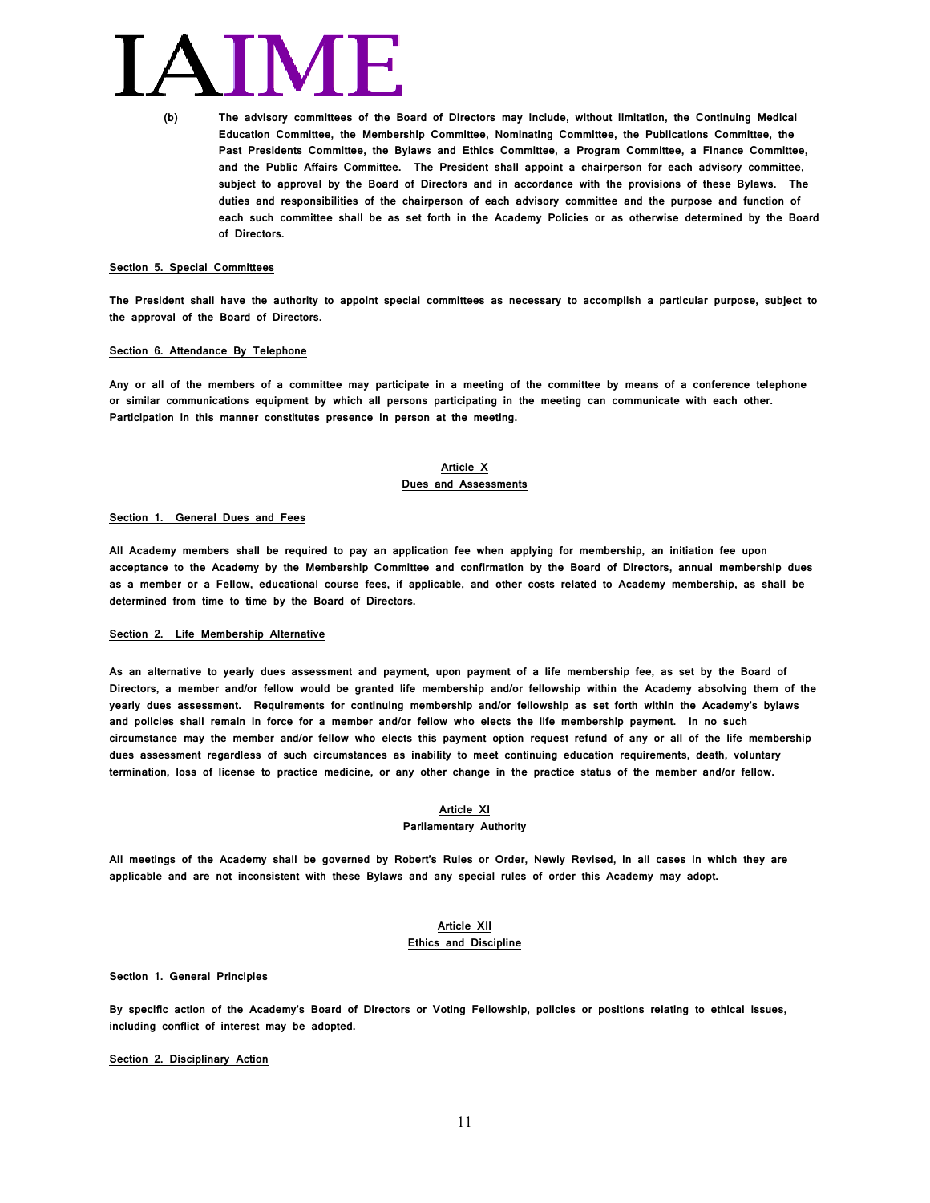(b) The advisory committees of the Board of Directors may include, without limitation, the Continuing Medical Education Committee, the Membership Committee, Nominating Committee, the Publications Committee, the Past Presidents Committee, the Bylaws and Ethics Committee, a Program Committee, a Finance Committee, and the Public Affairs Committee. The President shall appoint a chairperson for each advisory committee, subject to approval by the Board of Directors and in accordance with the provisions of these Bylaws. The duties and responsibilities of the chairperson of each advisory committee and the purpose and function of each such committee shall be as set forth in the Academy Policies or as otherwise determined by the Board of Directors.

**Section 5. Special Committees**

The President shall have the authority to appoint special committees as necessary to accomplish a particular purpose, subject to the approval of the Board of Directors.

**Section 6. Attendance By Telephone**

Any or all of the members of a committee may participate in a meeting of the committee by means of a conference telephone or similar communications equipment by which all persons participating in the meeting can communicate with each other. Participation in this manner constitutes presence in person at the meeting.

## Article X
## Dues and Assessments

**Section 1. General Dues and Fees**

All Academy members shall be required to pay an application fee when applying for membership, an initiation fee upon acceptance to the Academy by the Membership Committee and confirmation by the Board of Directors, annual membership dues as a member or a Fellow, educational course fees, if applicable, and other costs related to Academy membership, as shall be determined from time to time by the Board of Directors.

**Section 2. Life Membership Alternative**

As an alternative to yearly dues assessment and payment, upon payment of a life membership fee, as set by the Board of Directors, a member and/or fellow would be granted life membership and/or fellowship within the Academy absolving them of the yearly dues assessment. Requirements for continuing membership and/or fellowship as set forth within the Academy's bylaws and policies shall remain in force for a member and/or fellow who elects the life membership payment. In no such circumstance may the member and/or fellow who elects this payment option request refund of any or all of the life membership dues assessment regardless of such circumstances as inability to meet continuing education requirements, death, voluntary termination, loss of license to practice medicine, or any other change in the practice status of the member and/or fellow.

## Article XI
## Parliamentary Authority

All meetings of the Academy shall be governed by Robert's Rules or Order, Newly Revised, in all cases in which they are applicable and are not inconsistent with these Bylaws and any special rules of order this Academy may adopt.

## Article XII
## Ethics and Discipline

**Section 1. General Principles**

By specific action of the Academy's Board of Directors or Voting Fellowship, policies or positions relating to ethical issues, including conflict of interest may be adopted.

**Section 2. Disciplinary Action**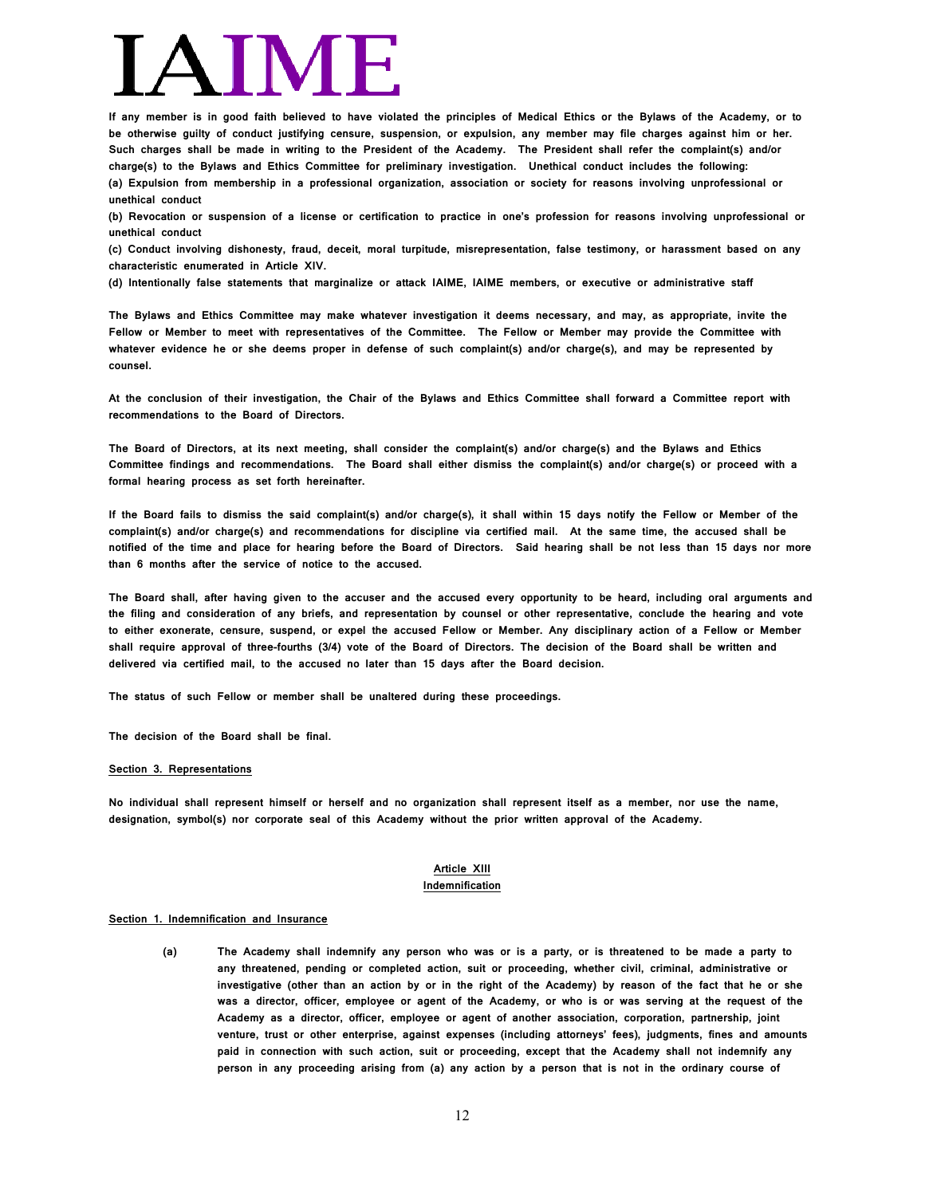If any member is in good faith believed to have violated the principles of Medical Ethics or the Bylaws of the Academy, or to be otherwise guilty of conduct justifying censure, suspension, or expulsion, any member may file charges against him or her. Such charges shall be made in writing to the President of the Academy. The President shall refer the complaint(s) and/or charge(s) to the Bylaws and Ethics Committee for preliminary investigation. Unethical conduct includes the following:

(a) Expulsion from membership in a professional organization, association or society for reasons involving unprofessional or unethical conduct

(b) Revocation or suspension of a license or certification to practice in one's profession for reasons involving unprofessional or unethical conduct

(c) Conduct involving dishonesty, fraud, deceit, moral turpitude, misrepresentation, false testimony, or harassment based on any characteristic enumerated in Article XIV.

(d) Intentionally false statements that marginalize or attack IAIME, IAIME members, or executive or administrative staff

The Bylaws and Ethics Committee may make whatever investigation it deems necessary, and may, as appropriate, invite the Fellow or Member to meet with representatives of the Committee. The Fellow or Member may provide the Committee with whatever evidence he or she deems proper in defense of such complaint(s) and/or charge(s), and may be represented by counsel.

At the conclusion of their investigation, the Chair of the Bylaws and Ethics Committee shall forward a Committee report with recommendations to the Board of Directors.

The Board of Directors, at its next meeting, shall consider the complaint(s) and/or charge(s) and the Bylaws and Ethics Committee findings and recommendations. The Board shall either dismiss the complaint(s) and/or charge(s) or proceed with a formal hearing process as set forth hereinafter.

If the Board fails to dismiss the said complaint(s) and/or charge(s), it shall within 15 days notify the Fellow or Member of the complaint(s) and/or charge(s) and recommendations for discipline via certified mail. At the same time, the accused shall be notified of the time and place for hearing before the Board of Directors. Said hearing shall be not less than 15 days nor more than 6 months after the service of notice to the accused.

The Board shall, after having given to the accuser and the accused every opportunity to be heard, including oral arguments and the filing and consideration of any briefs, and representation by counsel or other representative, conclude the hearing and vote to either exonerate, censure, suspend, or expel the accused Fellow or Member. Any disciplinary action of a Fellow or Member shall require approval of three-fourths (3/4) vote of the Board of Directors. The decision of the Board shall be written and delivered via certified mail, to the accused no later than 15 days after the Board decision.

The status of such Fellow or member shall be unaltered during these proceedings.

The decision of the Board shall be final.

### Section 3. Representations

No individual shall represent himself or herself and no organization shall represent itself as a member, nor use the name, designation, symbol(s) nor corporate seal of this Academy without the prior written approval of the Academy.

## Article XIII
## Indemnification

### Section 1. Indemnification and Insurance

(a) The Academy shall indemnify any person who was or is a party, or is threatened to be made a party to any threatened, pending or completed action, suit or proceeding, whether civil, criminal, administrative or investigative (other than an action by or in the right of the Academy) by reason of the fact that he or she was a director, officer, employee or agent of the Academy, or who is or was serving at the request of the Academy as a director, officer, employee or agent of another association, corporation, partnership, joint venture, trust or other enterprise, against expenses (including attorneys' fees), judgments, fines and amounts paid in connection with such action, suit or proceeding, except that the Academy shall not indemnify any person in any proceeding arising from (a) any action by a person that is not in the ordinary course of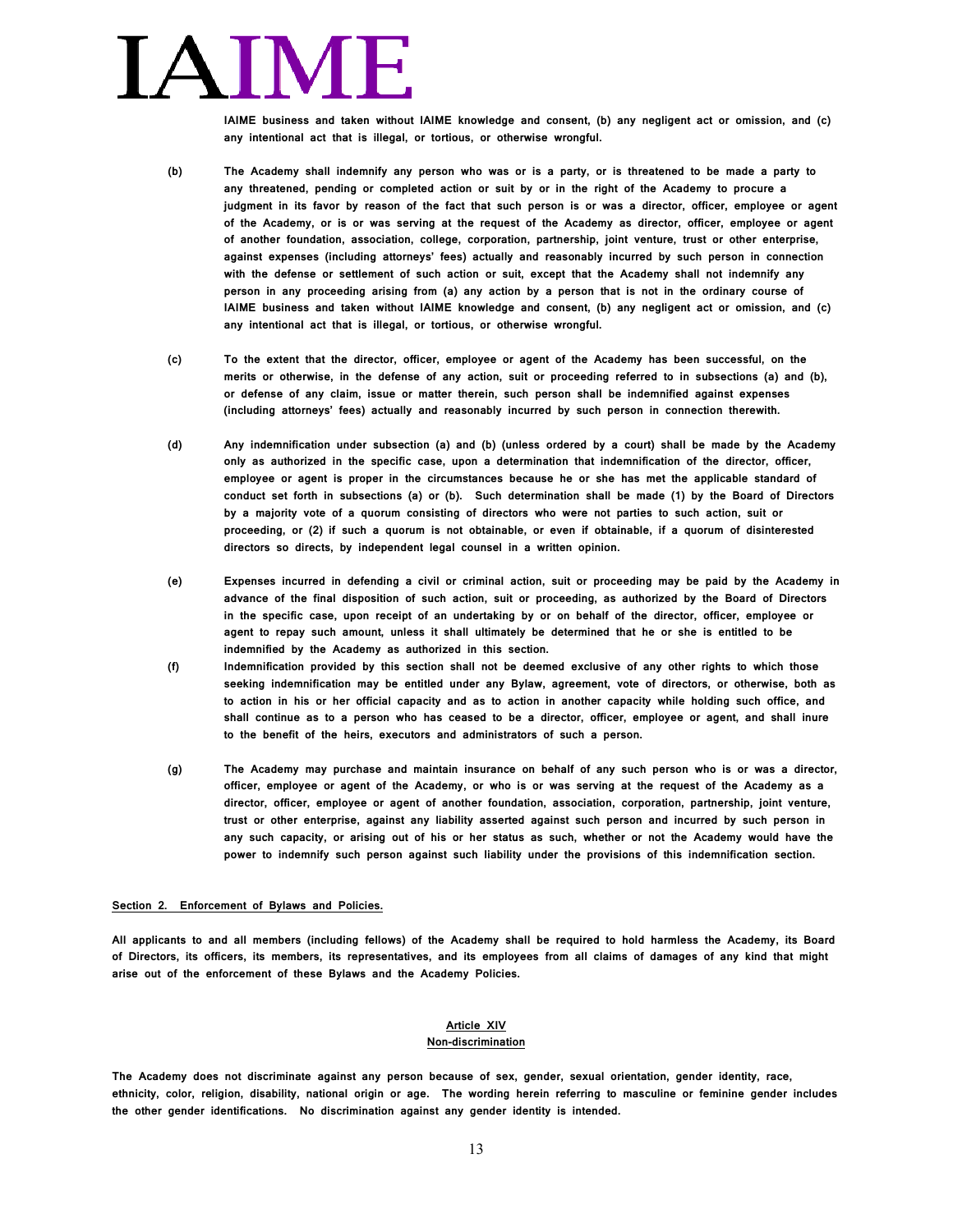IAIME business and taken without IAIME knowledge and consent, (b) any negligent act or omission, and (c) any intentional act that is illegal, or tortious, or otherwise wrongful.

(b) The Academy shall indemnify any person who was or is a party, or is threatened to be made a party to any threatened, pending or completed action or suit by or in the right of the Academy to procure a judgment in its favor by reason of the fact that such person is or was a director, officer, employee or agent of the Academy, or is or was serving at the request of the Academy as director, officer, employee or agent of another foundation, association, college, corporation, partnership, joint venture, trust or other enterprise, against expenses (including attorneys' fees) actually and reasonably incurred by such person in connection with the defense or settlement of such action or suit, except that the Academy shall not indemnify any person in any proceeding arising from (a) any action by a person that is not in the ordinary course of IAIME business and taken without IAIME knowledge and consent, (b) any negligent act or omission, and (c) any intentional act that is illegal, or tortious, or otherwise wrongful.

(c) To the extent that the director, officer, employee or agent of the Academy has been successful, on the merits or otherwise, in the defense of any action, suit or proceeding referred to in subsections (a) and (b), or defense of any claim, issue or matter therein, such person shall be indemnified against expenses (including attorneys' fees) actually and reasonably incurred by such person in connection therewith.

(d) Any indemnification under subsection (a) and (b) (unless ordered by a court) shall be made by the Academy only as authorized in the specific case, upon a determination that indemnification of the director, officer, employee or agent is proper in the circumstances because he or she has met the applicable standard of conduct set forth in subsections (a) or (b). Such determination shall be made (1) by the Board of Directors by a majority vote of a quorum consisting of directors who were not parties to such action, suit or proceeding, or (2) if such a quorum is not obtainable, or even if obtainable, if a quorum of disinterested directors so directs, by independent legal counsel in a written opinion.

(e) Expenses incurred in defending a civil or criminal action, suit or proceeding may be paid by the Academy in advance of the final disposition of such action, suit or proceeding, as authorized by the Board of Directors in the specific case, upon receipt of an undertaking by or on behalf of the director, officer, employee or agent to repay such amount, unless it shall ultimately be determined that he or she is entitled to be indemnified by the Academy as authorized in this section.

(f) Indemnification provided by this section shall not be deemed exclusive of any other rights to which those seeking indemnification may be entitled under any Bylaw, agreement, vote of directors, or otherwise, both as to action in his or her official capacity and as to action in another capacity while holding such office, and shall continue as to a person who has ceased to be a director, officer, employee or agent, and shall inure to the benefit of the heirs, executors and administrators of such a person.

(g) The Academy may purchase and maintain insurance on behalf of any such person who is or was a director, officer, employee or agent of the Academy, or who is or was serving at the request of the Academy as a director, officer, employee or agent of another foundation, association, corporation, partnership, joint venture, trust or other enterprise, against any liability asserted against such person and incurred by such person in any such capacity, or arising out of his or her status as such, whether or not the Academy would have the power to indemnify such person against such liability under the provisions of this indemnification section.

**Section 2. Enforcement of Bylaws and Policies.**

All applicants to and all members (including fellows) of the Academy shall be required to hold harmless the Academy, its Board of Directors, its officers, its members, its representatives, and its employees from all claims of damages of any kind that might arise out of the enforcement of these Bylaws and the Academy Policies.

## Article XIV
## Non-discrimination

The Academy does not discriminate against any person because of sex, gender, sexual orientation, gender identity, race, ethnicity, color, religion, disability, national origin or age. The wording herein referring to masculine or feminine gender includes the other gender identifications. No discrimination against any gender identity is intended.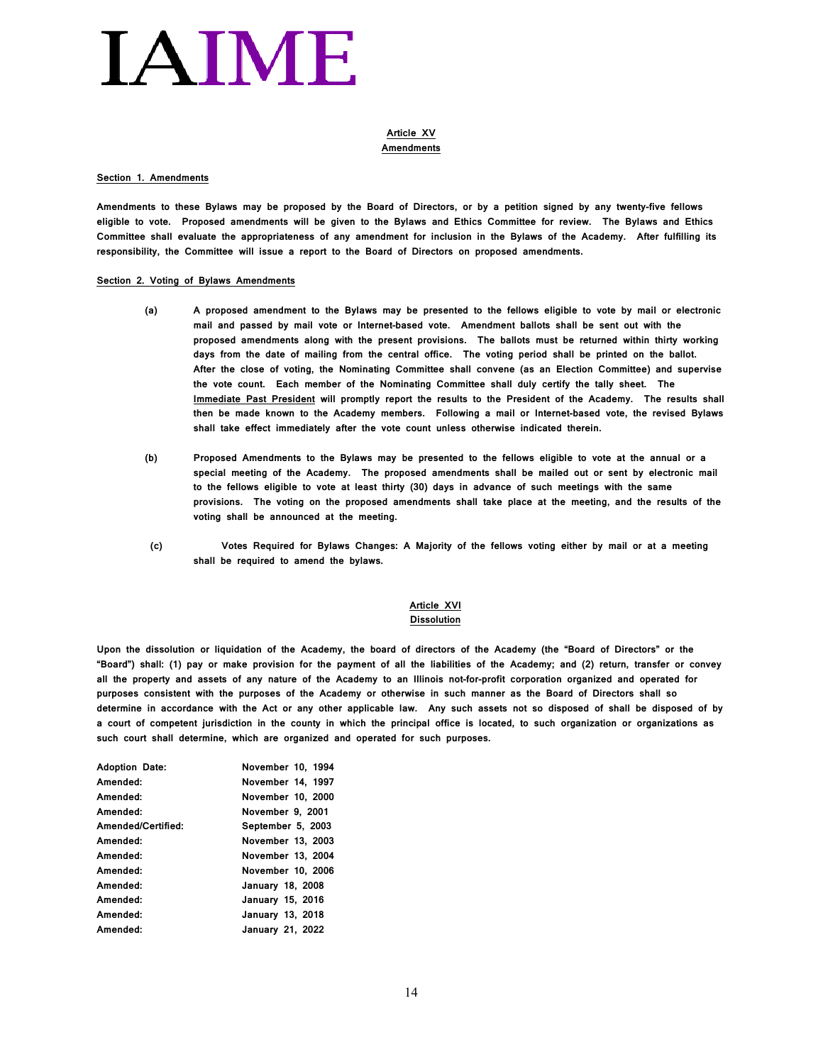IAIME

## Article XV
## Amendments

**Section 1. Amendments**

**Amendments to these Bylaws may be proposed by the Board of Directors, or by a petition signed by any twenty-five fellows eligible to vote. Proposed amendments will be given to the Bylaws and Ethics Committee for review. The Bylaws and Ethics Committee shall evaluate the appropriateness of any amendment for inclusion in the Bylaws of the Academy. After fulfilling its responsibility, the Committee will issue a report to the Board of Directors on proposed amendments.**

**Section 2. Voting of Bylaws Amendments**

**(a) A proposed amendment to the Bylaws may be presented to the fellows eligible to vote by mail or electronic mail and passed by mail vote or Internet-based vote. Amendment ballots shall be sent out with the proposed amendments along with the present provisions. The ballots must be returned within thirty working days from the date of mailing from the central office. The voting period shall be printed on the ballot. After the close of voting, the Nominating Committee shall convene (as an Election Committee) and supervise the vote count. Each member of the Nominating Committee shall duly certify the tally sheet. The Immediate Past President will promptly report the results to the President of the Academy. The results shall then be made known to the Academy members. Following a mail or Internet-based vote, the revised Bylaws shall take effect immediately after the vote count unless otherwise indicated therein.**

**(b) Proposed Amendments to the Bylaws may be presented to the fellows eligible to vote at the annual or a special meeting of the Academy. The proposed amendments shall be mailed out or sent by electronic mail to the fellows eligible to vote at least thirty (30) days in advance of such meetings with the same provisions. The voting on the proposed amendments shall take place at the meeting, and the results of the voting shall be announced at the meeting.**

**(c) Votes Required for Bylaws Changes: A Majority of the fellows voting either by mail or at a meeting shall be required to amend the bylaws.**

## Article XVI
## Dissolution

**Upon the dissolution or liquidation of the Academy, the board of directors of the Academy (the "Board of Directors" or the "Board") shall: (1) pay or make provision for the payment of all the liabilities of the Academy; and (2) return, transfer or convey all the property and assets of any nature of the Academy to an Illinois not-for-profit corporation organized and operated for purposes consistent with the purposes of the Academy or otherwise in such manner as the Board of Directors shall so determine in accordance with the Act or any other applicable law. Any such assets not so disposed of shall be disposed of by a court of competent jurisdiction in the county in which the principal office is located, to such organization or organizations as such court shall determine, which are organized and operated for such purposes.**

| | |
|---|---|
| **Adoption Date:** | **November 10, 1994** |
| **Amended:** | **November 14, 1997** |
| **Amended:** | **November 10, 2000** |
| **Amended:** | **November 9, 2001** |
| **Amended/Certified:** | **September 5, 2003** |
| **Amended:** | **November 13, 2003** |
| **Amended:** | **November 13, 2004** |
| **Amended:** | **November 10, 2006** |
| **Amended:** | **January 18, 2008** |
| **Amended:** | **January 15, 2016** |
| **Amended:** | **January 13, 2018** |
| **Amended:** | **January 21, 2022** |